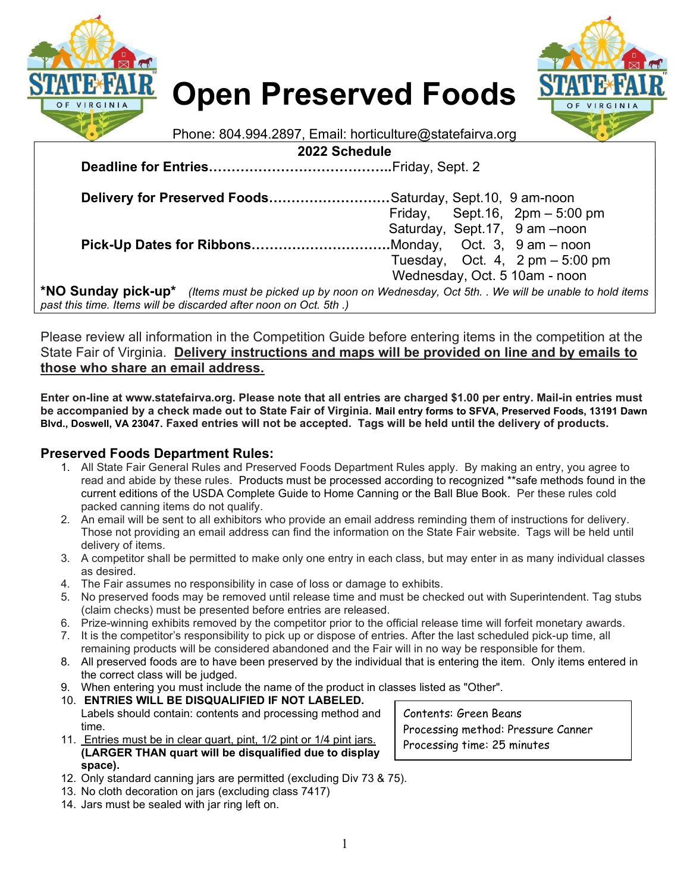# Open Preserved Foods

Phone: 804.994.2897, Email: horticulture@statefairva.org

**2022 Schedule**

| | |
|---|---|
| **Deadline for Entries** | Friday, Sept. 2 |
| **Delivery for Preserved Foods** | Saturday, Sept.10, 9 am-noon |
| | Friday, Sept.16, 2pm – 5:00 pm |
| | Saturday, Sept.17, 9 am –noon |
| **Pick-Up Dates for Ribbons** | Monday, Oct. 3, 9 am – noon |
| | Tuesday, Oct. 4, 2 pm – 5:00 pm |
| | Wednesday, Oct. 5 10am - noon |

***NO Sunday pick-up*** *(Items must be picked up by noon on Wednesday, Oct 5th. . We will be unable to hold items past this time. Items will be discarded after noon on Oct. 5th .)*

Please review all information in the Competition Guide before entering items in the competition at the State Fair of Virginia. **Delivery instructions and maps will be provided on line and by emails to those who share an email address.**

**Enter on-line at www.statefairva.org. Please note that all entries are charged $1.00 per entry. Mail-in entries must be accompanied by a check made out to State Fair of Virginia. Mail entry forms to SFVA, Preserved Foods, 13191 Dawn Blvd., Doswell, VA 23047. Faxed entries will not be accepted. Tags will be held until the delivery of products.**

## Preserved Foods Department Rules:

1. All State Fair General Rules and Preserved Foods Department Rules apply. By making an entry, you agree to read and abide by these rules. Products must be processed according to recognized **safe methods found in the current editions of the USDA Complete Guide to Home Canning or the Ball Blue Book. Per these rules cold packed canning items do not qualify.
2. An email will be sent to all exhibitors who provide an email address reminding them of instructions for delivery. Those not providing an email address can find the information on the State Fair website. Tags will be held until delivery of items.
3. A competitor shall be permitted to make only one entry in each class, but may enter in as many individual classes as desired.
4. The Fair assumes no responsibility in case of loss or damage to exhibits.
5. No preserved foods may be removed until release time and must be checked out with Superintendent. Tag stubs (claim checks) must be presented before entries are released.
6. Prize-winning exhibits removed by the competitor prior to the official release time will forfeit monetary awards.
7. It is the competitor's responsibility to pick up or dispose of entries. After the last scheduled pick-up time, all remaining products will be considered abandoned and the Fair will in no way be responsible for them.
8. All preserved foods are to have been preserved by the individual that is entering the item. Only items entered in the correct class will be judged.
9. When entering you must include the name of the product in classes listed as "Other".
10. **ENTRIES WILL BE DISQUALIFIED IF NOT LABELED.** Labels should contain: contents and processing method and time.
11. Entries must be in clear quart, pint, 1/2 pint or 1/4 pint jars. **(LARGER THAN quart will be disqualified due to display space).**
12. Only standard canning jars are permitted (excluding Div 73 & 75).
13. No cloth decoration on jars (excluding class 7417)
14. Jars must be sealed with jar ring left on.

> Contents: Green Beans
> Processing method: Pressure Canner
> Processing time: 25 minutes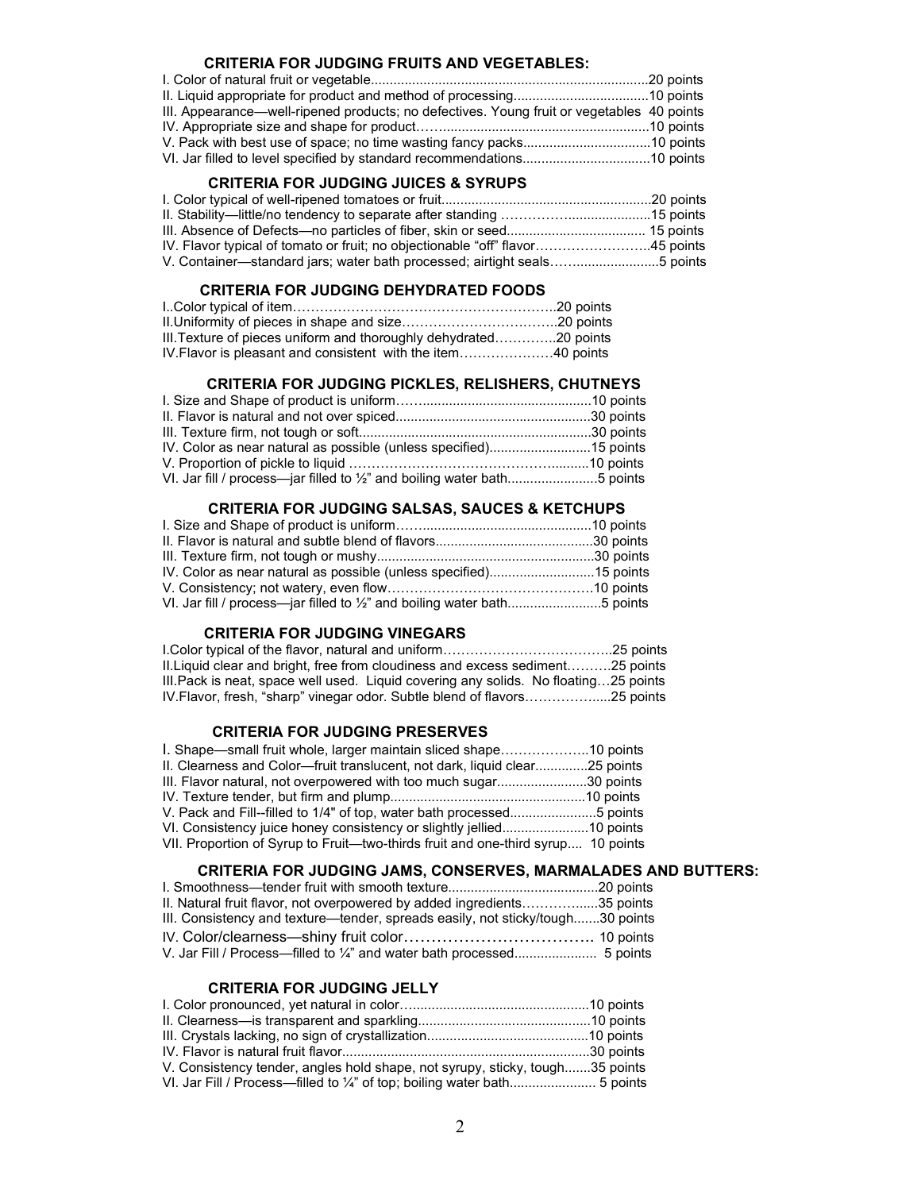## CRITERIA FOR JUDGING FRUITS AND VEGETABLES:

I. Color of natural fruit or vegetable.........................................................................20 points
II. Liquid appropriate for product and method of processing....................................10 points
III. Appearance—well-ripened products; no defectives. Young fruit or vegetables 40 points
IV. Appropriate size and shape for product……......................................................10 points
V. Pack with best use of space; no time wasting fancy packs.................................10 points
VI. Jar filled to level specified by standard recommendations.................................10 points

## CRITERIA FOR JUDGING JUICES & SYRUPS

I. Color typical of well-ripened tomatoes or fruit.......................................................20 points
II. Stability—little/no tendency to separate after standing ……………......................15 points
III. Absence of Defects—no particles of fiber, skin or seed.................................... 15 points
IV. Flavor typical of tomato or fruit; no objectionable "off" flavor……………………..45 points
V. Container—standard jars; water bath processed; airtight seals……......................5 points

## CRITERIA FOR JUDGING DEHYDRATED FOODS

I..Color typical of item…………………………………………………..20 points
II.Uniformity of pieces in shape and size……………………………..20 points
III.Texture of pieces uniform and thoroughly dehydrated…………..20 points
IV.Flavor is pleasant and consistent with the item…………………40 points

## CRITERIA FOR JUDGING PICKLES, RELISHERS, CHUTNEYS

I. Size and Shape of product is uniform……............................................10 points
II. Flavor is natural and not over spiced....................................................30 points
III. Texture firm, not tough or soft.............................................................30 points
IV. Color as near natural as possible (unless specified)...........................15 points
V. Proportion of pickle to liquid …………………………………………..........10 points
VI. Jar fill / process—jar filled to ½" and boiling water bath........................5 points

## CRITERIA FOR JUDGING SALSAS, SAUCES & KETCHUPS

I. Size and Shape of product is uniform……............................................10 points
II. Flavor is natural and subtle blend of flavors..........................................30 points
III. Texture firm, not tough or mushy..........................................................30 points
IV. Color as near natural as possible (unless specified)............................15 points
V. Consistency; not watery, even flow………………………………………10 points
VI. Jar fill / process—jar filled to ½" and boiling water bath.........................5 points

## CRITERIA FOR JUDGING VINEGARS

I.Color typical of the flavor, natural and uniform………………………………..25 points
II.Liquid clear and bright, free from cloudiness and excess sediment……….25 points
III.Pack is neat, space well used. Liquid covering any solids. No floating…25 points
IV.Flavor, fresh, "sharp" vinegar odor. Subtle blend of flavors……………....25 points

## CRITERIA FOR JUDGING PRESERVES

I. Shape—small fruit whole, larger maintain sliced shape………………..10 points
II. Clearness and Color—fruit translucent, not dark, liquid clear..............25 points
III. Flavor natural, not overpowered with too much sugar........................30 points
IV. Texture tender, but firm and plump....................................................10 points
V. Pack and Fill--filled to 1/4" of top, water bath processed.......................5 points
VI. Consistency juice honey consistency or slightly jellied.......................10 points
VII. Proportion of Syrup to Fruit—two-thirds fruit and one-third syrup.... 10 points

## CRITERIA FOR JUDGING JAMS, CONSERVES, MARMALADES AND BUTTERS:

I. Smoothness—tender fruit with smooth texture........................................20 points
II. Natural fruit flavor, not overpowered by added ingredients……….......35 points
III. Consistency and texture—tender, spreads easily, not sticky/tough.......30 points
IV. Color/clearness—shiny fruit color……………………………… 10 points
V. Jar Fill / Process—filled to ¼" and water bath processed...................... 5 points

## CRITERIA FOR JUDGING JELLY

I. Color pronounced, yet natural in color….............................................10 points
II. Clearness—is transparent and sparkling.............................................10 points
III. Crystals lacking, no sign of crystallization..........................................10 points
IV. Flavor is natural fruit flavor..................................................................30 points
V. Consistency tender, angles hold shape, not syrupy, sticky, tough.......35 points
VI. Jar Fill / Process—filled to ¼" of top; boiling water bath....................... 5 points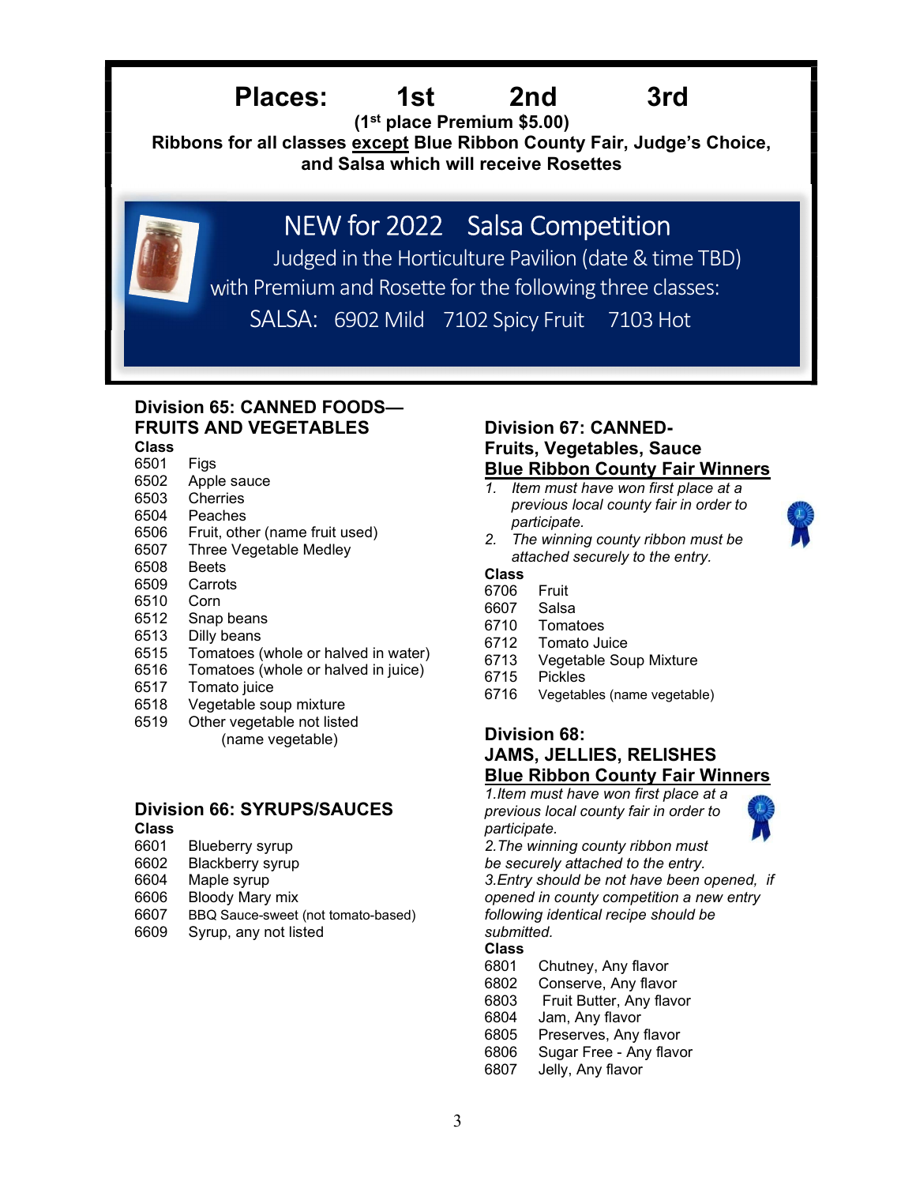**Places: 1st 2nd 3rd**

**(1st place Premium $5.00)**

**Ribbons for all classes <u>except</u> Blue Ribbon County Fair, Judge's Choice, and Salsa which will receive Rosettes**

## NEW for 2022 Salsa Competition

Judged in the Horticulture Pavilion (date & time TBD) with Premium and Rosette for the following three classes:

SALSA: 6902 Mild 7102 Spicy Fruit 7103 Hot

### Division 65: CANNED FOODS—FRUITS AND VEGETABLES

| Class | |
|---|---|
| 6501 | Figs |
| 6502 | Apple sauce |
| 6503 | Cherries |
| 6504 | Peaches |
| 6506 | Fruit, other (name fruit used) |
| 6507 | Three Vegetable Medley |
| 6508 | Beets |
| 6509 | Carrots |
| 6510 | Corn |
| 6512 | Snap beans |
| 6513 | Dilly beans |
| 6515 | Tomatoes (whole or halved in water) |
| 6516 | Tomatoes (whole or halved in juice) |
| 6517 | Tomato juice |
| 6518 | Vegetable soup mixture |
| 6519 | Other vegetable not listed (name vegetable) |

### Division 66: SYRUPS/SAUCES

| Class | |
|---|---|
| 6601 | Blueberry syrup |
| 6602 | Blackberry syrup |
| 6604 | Maple syrup |
| 6606 | Bloody Mary mix |
| 6607 | BBQ Sauce-sweet (not tomato-based) |
| 6609 | Syrup, any not listed |

### Division 67: CANNED-Fruits, Vegetables, Sauce

**<u>Blue Ribbon County Fair Winners</u>**

1. *Item must have won first place at a previous local county fair in order to participate.*
2. *The winning county ribbon must be attached securely to the entry.*

| Class | |
|---|---|
| 6706 | Fruit |
| 6607 | Salsa |
| 6710 | Tomatoes |
| 6712 | Tomato Juice |
| 6713 | Vegetable Soup Mixture |
| 6715 | Pickles |
| 6716 | Vegetables (name vegetable) |

### Division 68: JAMS, JELLIES, RELISHES

**<u>Blue Ribbon County Fair Winners</u>**

*1.Item must have won first place at a previous local county fair in order to participate.*

*2.The winning county ribbon must be securely attached to the entry.*

*3.Entry should be not have been opened, if opened in county competition a new entry following identical recipe should be submitted.*

| Class | |
|---|---|
| 6801 | Chutney, Any flavor |
| 6802 | Conserve, Any flavor |
| 6803 | Fruit Butter, Any flavor |
| 6804 | Jam, Any flavor |
| 6805 | Preserves, Any flavor |
| 6806 | Sugar Free - Any flavor |
| 6807 | Jelly, Any flavor |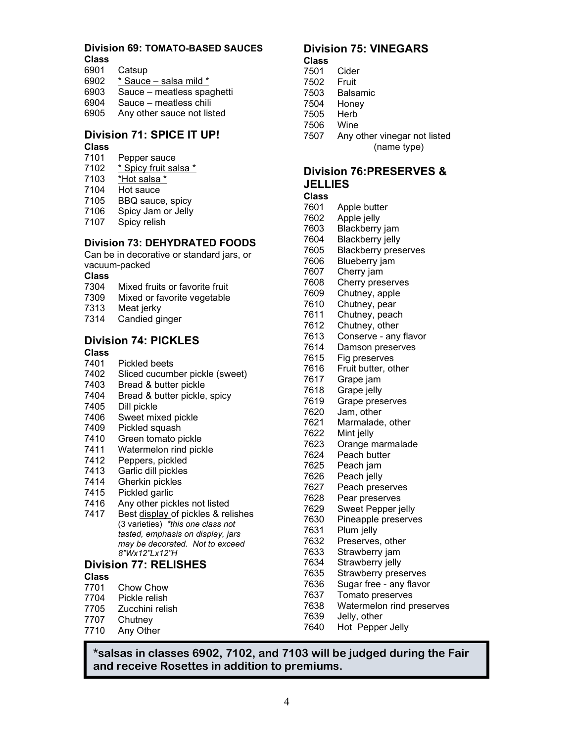### Division 69: TOMATO-BASED SAUCES

**Class**

6901 Catsup
6902 * Sauce – salsa mild *
6903 Sauce – meatless spaghetti
6904 Sauce – meatless chili
6905 Any other sauce not listed

## Division 71: SPICE IT UP!

**Class**

7101 Pepper sauce
7102 * Spicy fruit salsa *
7103 *Hot salsa *
7104 Hot sauce
7105 BBQ sauce, spicy
7106 Spicy Jam or Jelly
7107 Spicy relish

### Division 73: DEHYDRATED FOODS

Can be in decorative or standard jars, or vacuum-packed

**Class**

7304 Mixed fruits or favorite fruit
7309 Mixed or favorite vegetable
7313 Meat jerky
7314 Candied ginger

## Division 74: PICKLES

**Class**

7401 Pickled beets
7402 Sliced cucumber pickle (sweet)
7403 Bread & butter pickle
7404 Bread & butter pickle, spicy
7405 Dill pickle
7406 Sweet mixed pickle
7409 Pickled squash
7410 Green tomato pickle
7411 Watermelon rind pickle
7412 Peppers, pickled
7413 Garlic dill pickles
7414 Gherkin pickles
7415 Pickled garlic
7416 Any other pickles not listed
7417 Best display of pickles & relishes (3 varieties) *this one class not tasted, emphasis on display, jars may be decorated. Not to exceed 8"Wx12"Lx12"H*

## Division 77: RELISHES

**Class**

7701 Chow Chow
7704 Pickle relish
7705 Zucchini relish
7707 Chutney
7710 Any Other

## Division 75: VINEGARS

**Class**

7501 Cider
7502 Fruit
7503 Balsamic
7504 Honey
7505 Herb
7506 Wine
7507 Any other vinegar not listed (name type)

## Division 76:PRESERVES & JELLIES

**Class**

7601 Apple butter
7602 Apple jelly
7603 Blackberry jam
7604 Blackberry jelly
7605 Blackberry preserves
7606 Blueberry jam
7607 Cherry jam
7608 Cherry preserves
7609 Chutney, apple
7610 Chutney, pear
7611 Chutney, peach
7612 Chutney, other
7613 Conserve - any flavor
7614 Damson preserves
7615 Fig preserves
7616 Fruit butter, other
7617 Grape jam
7618 Grape jelly
7619 Grape preserves
7620 Jam, other
7621 Marmalade, other
7622 Mint jelly
7623 Orange marmalade
7624 Peach butter
7625 Peach jam
7626 Peach jelly
7627 Peach preserves
7628 Pear preserves
7629 Sweet Pepper jelly
7630 Pineapple preserves
7631 Plum jelly
7632 Preserves, other
7633 Strawberry jam
7634 Strawberry jelly
7635 Strawberry preserves
7636 Sugar free - any flavor
7637 Tomato preserves
7638 Watermelon rind preserves
7639 Jelly, other
7640 Hot Pepper Jelly

**\*salsas in classes 6902, 7102, and 7103 will be judged during the Fair and receive Rosettes in addition to premiums.**